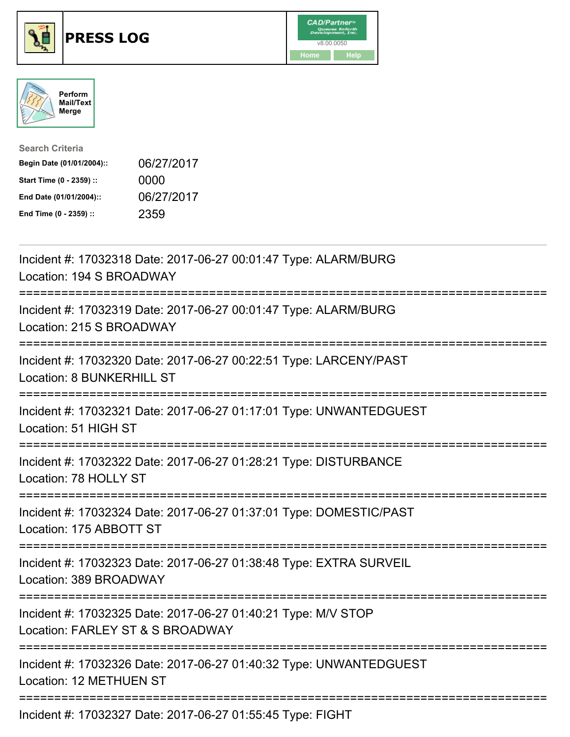# PRESS LOG

CAD/Partner
v8.00.0050
Home Help

Perform Mail/Text Merge

**Search Criteria**

| | |
|---|---|
| **Begin Date (01/01/2004)::** | 06/27/2017 |
| **Start Time (0 - 2359) ::** | 0000 |
| **End Date (01/01/2004)::** | 06/27/2017 |
| **End Time (0 - 2359) ::** | 2359 |

---

Incident #: 17032318 Date: 2017-06-27 00:01:47 Type: ALARM/BURG
Location: 194 S BROADWAY

===========================================================================

Incident #: 17032319 Date: 2017-06-27 00:01:47 Type: ALARM/BURG
Location: 215 S BROADWAY

===========================================================================

Incident #: 17032320 Date: 2017-06-27 00:22:51 Type: LARCENY/PAST
Location: 8 BUNKERHILL ST

===========================================================================

Incident #: 17032321 Date: 2017-06-27 01:17:01 Type: UNWANTEDGUEST
Location: 51 HIGH ST

===========================================================================

Incident #: 17032322 Date: 2017-06-27 01:28:21 Type: DISTURBANCE
Location: 78 HOLLY ST

===========================================================================

Incident #: 17032324 Date: 2017-06-27 01:37:01 Type: DOMESTIC/PAST
Location: 175 ABBOTT ST

===========================================================================

Incident #: 17032323 Date: 2017-06-27 01:38:48 Type: EXTRA SURVEIL
Location: 389 BROADWAY

===========================================================================

Incident #: 17032325 Date: 2017-06-27 01:40:21 Type: M/V STOP
Location: FARLEY ST & S BROADWAY

===========================================================================

Incident #: 17032326 Date: 2017-06-27 01:40:32 Type: UNWANTEDGUEST
Location: 12 METHUEN ST

===========================================================================

Incident #: 17032327 Date: 2017-06-27 01:55:45 Type: FIGHT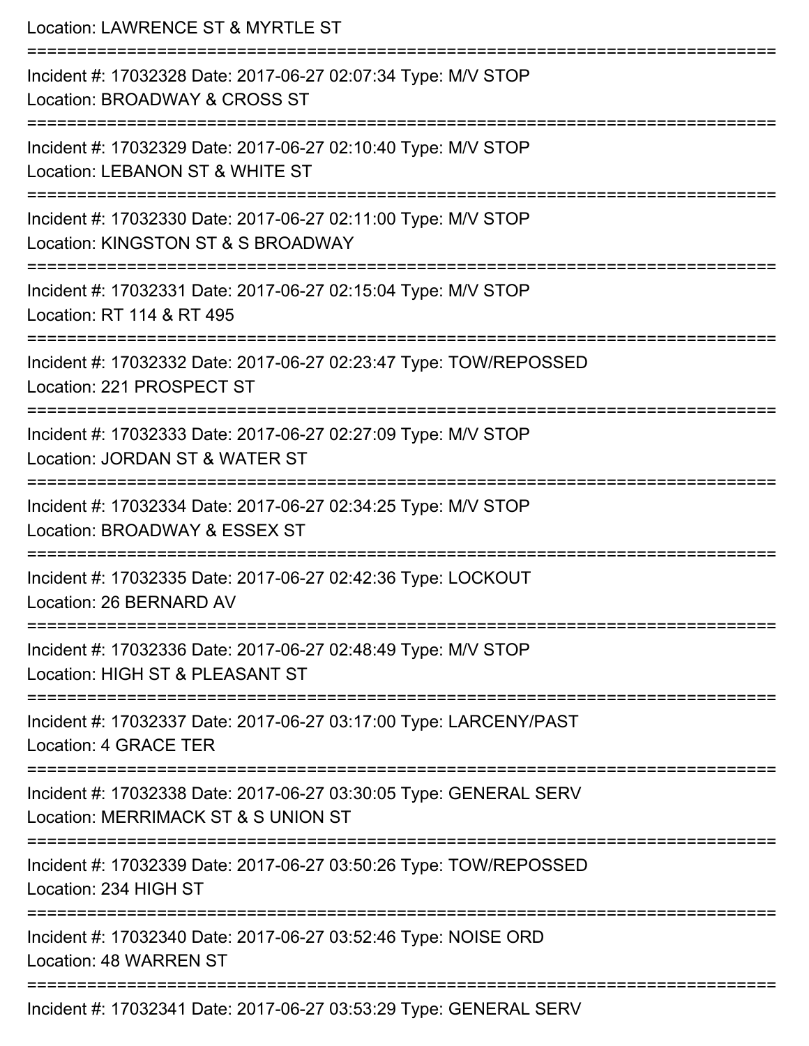Location: LAWRENCE ST & MYRTLE ST

===========================================================================

Incident #: 17032328 Date: 2017-06-27 02:07:34 Type: M/V STOP
Location: BROADWAY & CROSS ST

===========================================================================

Incident #: 17032329 Date: 2017-06-27 02:10:40 Type: M/V STOP
Location: LEBANON ST & WHITE ST

===========================================================================

Incident #: 17032330 Date: 2017-06-27 02:11:00 Type: M/V STOP
Location: KINGSTON ST & S BROADWAY

===========================================================================

Incident #: 17032331 Date: 2017-06-27 02:15:04 Type: M/V STOP
Location: RT 114 & RT 495

===========================================================================

Incident #: 17032332 Date: 2017-06-27 02:23:47 Type: TOW/REPOSSED
Location: 221 PROSPECT ST

===========================================================================

Incident #: 17032333 Date: 2017-06-27 02:27:09 Type: M/V STOP
Location: JORDAN ST & WATER ST

===========================================================================

Incident #: 17032334 Date: 2017-06-27 02:34:25 Type: M/V STOP
Location: BROADWAY & ESSEX ST

===========================================================================

Incident #: 17032335 Date: 2017-06-27 02:42:36 Type: LOCKOUT
Location: 26 BERNARD AV

===========================================================================

Incident #: 17032336 Date: 2017-06-27 02:48:49 Type: M/V STOP
Location: HIGH ST & PLEASANT ST

===========================================================================

Incident #: 17032337 Date: 2017-06-27 03:17:00 Type: LARCENY/PAST
Location: 4 GRACE TER

===========================================================================

Incident #: 17032338 Date: 2017-06-27 03:30:05 Type: GENERAL SERV
Location: MERRIMACK ST & S UNION ST

===========================================================================

Incident #: 17032339 Date: 2017-06-27 03:50:26 Type: TOW/REPOSSED
Location: 234 HIGH ST

===========================================================================

Incident #: 17032340 Date: 2017-06-27 03:52:46 Type: NOISE ORD
Location: 48 WARREN ST

===========================================================================

Incident #: 17032341 Date: 2017-06-27 03:53:29 Type: GENERAL SERV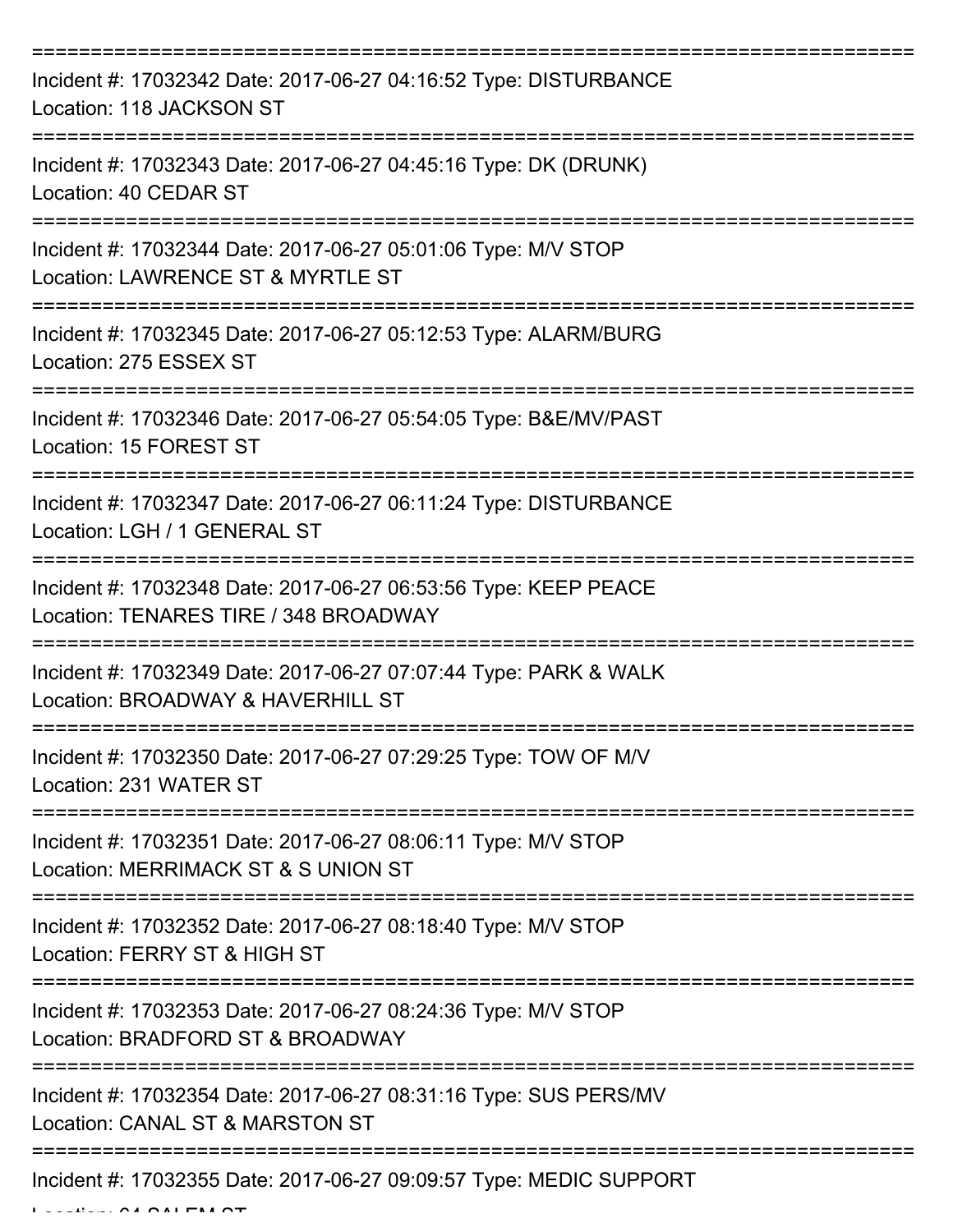===========================================================================

Incident #: 17032342 Date: 2017-06-27 04:16:52 Type: DISTURBANCE
Location: 118 JACKSON ST

===========================================================================

Incident #: 17032343 Date: 2017-06-27 04:45:16 Type: DK (DRUNK)
Location: 40 CEDAR ST

===========================================================================

Incident #: 17032344 Date: 2017-06-27 05:01:06 Type: M/V STOP
Location: LAWRENCE ST & MYRTLE ST

===========================================================================

Incident #: 17032345 Date: 2017-06-27 05:12:53 Type: ALARM/BURG
Location: 275 ESSEX ST

===========================================================================

Incident #: 17032346 Date: 2017-06-27 05:54:05 Type: B&E/MV/PAST
Location: 15 FOREST ST

===========================================================================

Incident #: 17032347 Date: 2017-06-27 06:11:24 Type: DISTURBANCE
Location: LGH / 1 GENERAL ST

===========================================================================

Incident #: 17032348 Date: 2017-06-27 06:53:56 Type: KEEP PEACE
Location: TENARES TIRE / 348 BROADWAY

===========================================================================

Incident #: 17032349 Date: 2017-06-27 07:07:44 Type: PARK & WALK
Location: BROADWAY & HAVERHILL ST

===========================================================================

Incident #: 17032350 Date: 2017-06-27 07:29:25 Type: TOW OF M/V
Location: 231 WATER ST

===========================================================================

Incident #: 17032351 Date: 2017-06-27 08:06:11 Type: M/V STOP
Location: MERRIMACK ST & S UNION ST

===========================================================================

Incident #: 17032352 Date: 2017-06-27 08:18:40 Type: M/V STOP
Location: FERRY ST & HIGH ST

===========================================================================

Incident #: 17032353 Date: 2017-06-27 08:24:36 Type: M/V STOP
Location: BRADFORD ST & BROADWAY

===========================================================================

Incident #: 17032354 Date: 2017-06-27 08:31:16 Type: SUS PERS/MV
Location: CANAL ST & MARSTON ST

===========================================================================

Incident #: 17032355 Date: 2017-06-27 09:09:57 Type: MEDIC SUPPORT
Location: 64 SALEM ST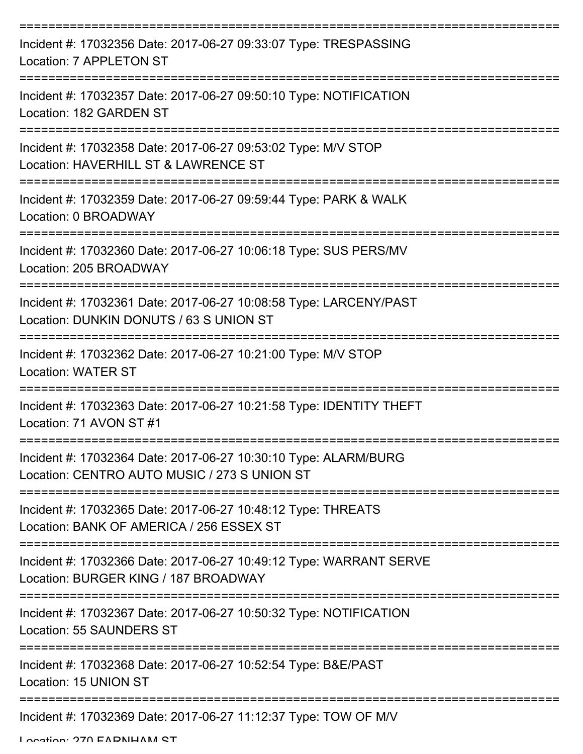===========================================================================

Incident #: 17032356 Date: 2017-06-27 09:33:07 Type: TRESPASSING
Location: 7 APPLETON ST

===========================================================================

Incident #: 17032357 Date: 2017-06-27 09:50:10 Type: NOTIFICATION
Location: 182 GARDEN ST

===========================================================================

Incident #: 17032358 Date: 2017-06-27 09:53:02 Type: M/V STOP
Location: HAVERHILL ST & LAWRENCE ST

===========================================================================

Incident #: 17032359 Date: 2017-06-27 09:59:44 Type: PARK & WALK
Location: 0 BROADWAY

===========================================================================

Incident #: 17032360 Date: 2017-06-27 10:06:18 Type: SUS PERS/MV
Location: 205 BROADWAY

===========================================================================

Incident #: 17032361 Date: 2017-06-27 10:08:58 Type: LARCENY/PAST
Location: DUNKIN DONUTS / 63 S UNION ST

===========================================================================

Incident #: 17032362 Date: 2017-06-27 10:21:00 Type: M/V STOP
Location: WATER ST

===========================================================================

Incident #: 17032363 Date: 2017-06-27 10:21:58 Type: IDENTITY THEFT
Location: 71 AVON ST #1

===========================================================================

Incident #: 17032364 Date: 2017-06-27 10:30:10 Type: ALARM/BURG
Location: CENTRO AUTO MUSIC / 273 S UNION ST

===========================================================================

Incident #: 17032365 Date: 2017-06-27 10:48:12 Type: THREATS
Location: BANK OF AMERICA / 256 ESSEX ST

===========================================================================

Incident #: 17032366 Date: 2017-06-27 10:49:12 Type: WARRANT SERVE
Location: BURGER KING / 187 BROADWAY

===========================================================================

Incident #: 17032367 Date: 2017-06-27 10:50:32 Type: NOTIFICATION
Location: 55 SAUNDERS ST

===========================================================================

Incident #: 17032368 Date: 2017-06-27 10:52:54 Type: B&E/PAST
Location: 15 UNION ST

===========================================================================

Incident #: 17032369 Date: 2017-06-27 11:12:37 Type: TOW OF M/V
Location: 270 FARNHAM ST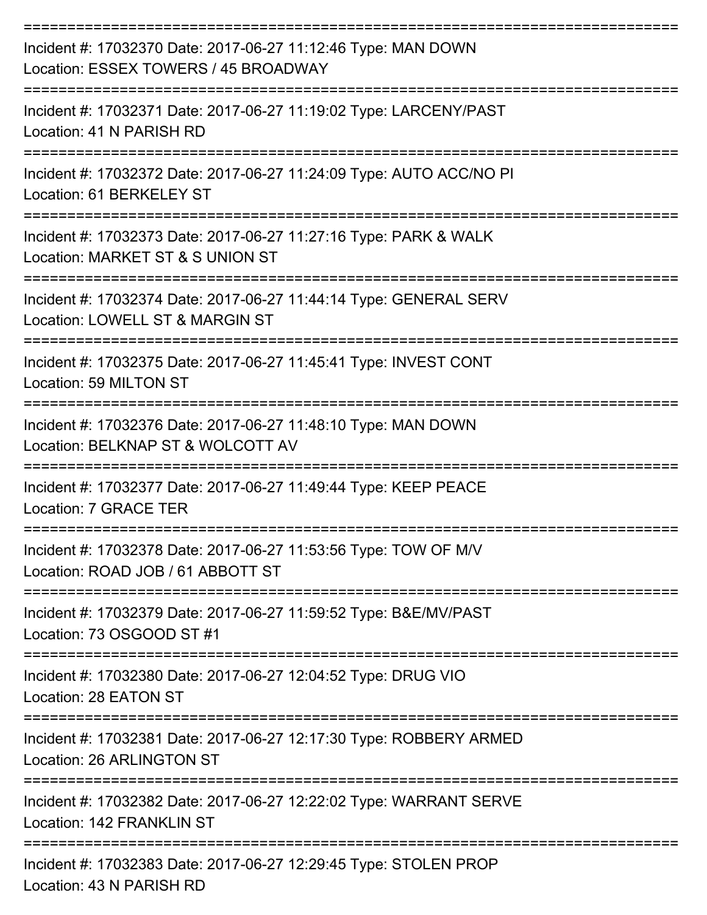===========================================================================

Incident #: 17032370 Date: 2017-06-27 11:12:46 Type: MAN DOWN
Location: ESSEX TOWERS / 45 BROADWAY

===========================================================================

Incident #: 17032371 Date: 2017-06-27 11:19:02 Type: LARCENY/PAST
Location: 41 N PARISH RD

===========================================================================

Incident #: 17032372 Date: 2017-06-27 11:24:09 Type: AUTO ACC/NO PI
Location: 61 BERKELEY ST

===========================================================================

Incident #: 17032373 Date: 2017-06-27 11:27:16 Type: PARK & WALK
Location: MARKET ST & S UNION ST

===========================================================================

Incident #: 17032374 Date: 2017-06-27 11:44:14 Type: GENERAL SERV
Location: LOWELL ST & MARGIN ST

===========================================================================

Incident #: 17032375 Date: 2017-06-27 11:45:41 Type: INVEST CONT
Location: 59 MILTON ST

===========================================================================

Incident #: 17032376 Date: 2017-06-27 11:48:10 Type: MAN DOWN
Location: BELKNAP ST & WOLCOTT AV

===========================================================================

Incident #: 17032377 Date: 2017-06-27 11:49:44 Type: KEEP PEACE
Location: 7 GRACE TER

===========================================================================

Incident #: 17032378 Date: 2017-06-27 11:53:56 Type: TOW OF M/V
Location: ROAD JOB / 61 ABBOTT ST

===========================================================================

Incident #: 17032379 Date: 2017-06-27 11:59:52 Type: B&E/MV/PAST
Location: 73 OSGOOD ST #1

===========================================================================

Incident #: 17032380 Date: 2017-06-27 12:04:52 Type: DRUG VIO
Location: 28 EATON ST

===========================================================================

Incident #: 17032381 Date: 2017-06-27 12:17:30 Type: ROBBERY ARMED
Location: 26 ARLINGTON ST

===========================================================================

Incident #: 17032382 Date: 2017-06-27 12:22:02 Type: WARRANT SERVE
Location: 142 FRANKLIN ST

===========================================================================

Incident #: 17032383 Date: 2017-06-27 12:29:45 Type: STOLEN PROP
Location: 43 N PARISH RD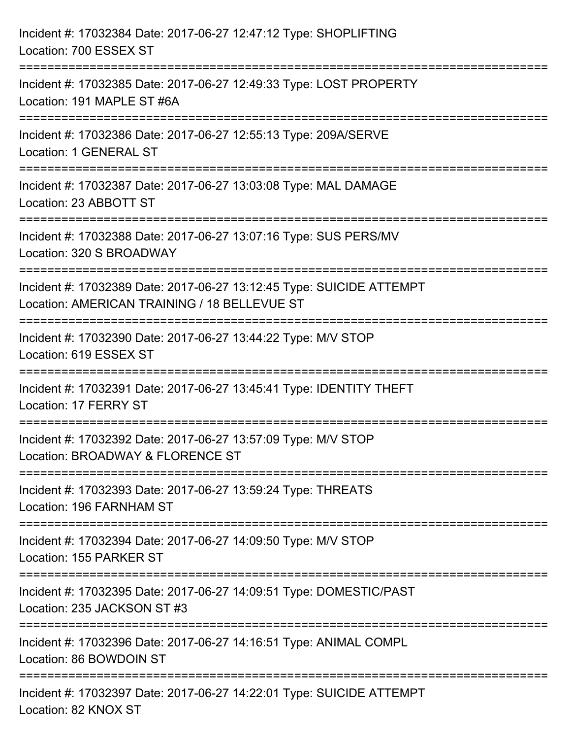Incident #: 17032384 Date: 2017-06-27 12:47:12 Type: SHOPLIFTING
Location: 700 ESSEX ST

===========================================================================

Incident #: 17032385 Date: 2017-06-27 12:49:33 Type: LOST PROPERTY
Location: 191 MAPLE ST #6A

===========================================================================

Incident #: 17032386 Date: 2017-06-27 12:55:13 Type: 209A/SERVE
Location: 1 GENERAL ST

===========================================================================

Incident #: 17032387 Date: 2017-06-27 13:03:08 Type: MAL DAMAGE
Location: 23 ABBOTT ST

===========================================================================

Incident #: 17032388 Date: 2017-06-27 13:07:16 Type: SUS PERS/MV
Location: 320 S BROADWAY

===========================================================================

Incident #: 17032389 Date: 2017-06-27 13:12:45 Type: SUICIDE ATTEMPT
Location: AMERICAN TRAINING / 18 BELLEVUE ST

===========================================================================

Incident #: 17032390 Date: 2017-06-27 13:44:22 Type: M/V STOP
Location: 619 ESSEX ST

===========================================================================

Incident #: 17032391 Date: 2017-06-27 13:45:41 Type: IDENTITY THEFT
Location: 17 FERRY ST

===========================================================================

Incident #: 17032392 Date: 2017-06-27 13:57:09 Type: M/V STOP
Location: BROADWAY & FLORENCE ST

===========================================================================

Incident #: 17032393 Date: 2017-06-27 13:59:24 Type: THREATS
Location: 196 FARNHAM ST

===========================================================================

Incident #: 17032394 Date: 2017-06-27 14:09:50 Type: M/V STOP
Location: 155 PARKER ST

===========================================================================

Incident #: 17032395 Date: 2017-06-27 14:09:51 Type: DOMESTIC/PAST
Location: 235 JACKSON ST #3

===========================================================================

Incident #: 17032396 Date: 2017-06-27 14:16:51 Type: ANIMAL COMPL
Location: 86 BOWDOIN ST

===========================================================================

Incident #: 17032397 Date: 2017-06-27 14:22:01 Type: SUICIDE ATTEMPT
Location: 82 KNOX ST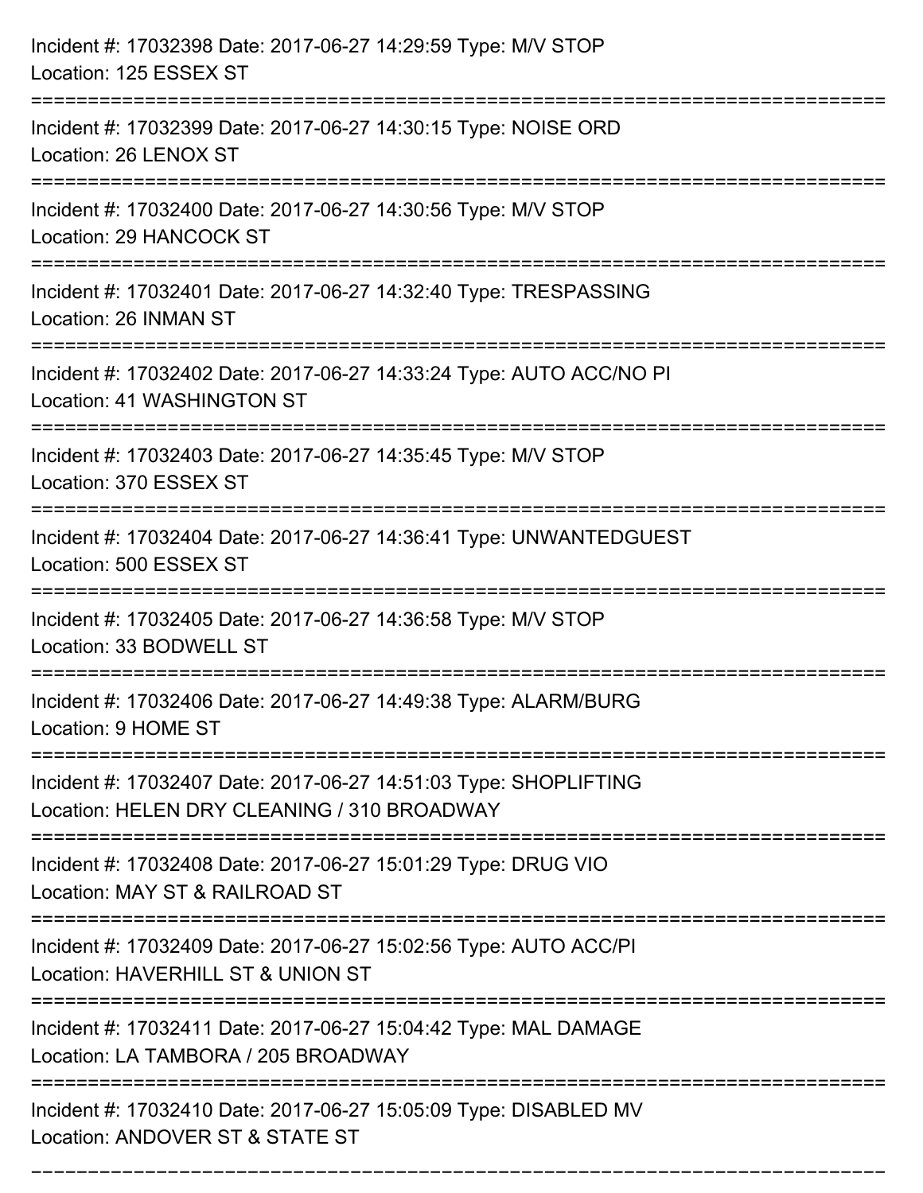Incident #: 17032398 Date: 2017-06-27 14:29:59 Type: M/V STOP
Location: 125 ESSEX ST

===========================================================================

Incident #: 17032399 Date: 2017-06-27 14:30:15 Type: NOISE ORD
Location: 26 LENOX ST

===========================================================================

Incident #: 17032400 Date: 2017-06-27 14:30:56 Type: M/V STOP
Location: 29 HANCOCK ST

===========================================================================

Incident #: 17032401 Date: 2017-06-27 14:32:40 Type: TRESPASSING
Location: 26 INMAN ST

===========================================================================

Incident #: 17032402 Date: 2017-06-27 14:33:24 Type: AUTO ACC/NO PI
Location: 41 WASHINGTON ST

===========================================================================

Incident #: 17032403 Date: 2017-06-27 14:35:45 Type: M/V STOP
Location: 370 ESSEX ST

===========================================================================

Incident #: 17032404 Date: 2017-06-27 14:36:41 Type: UNWANTEDGUEST
Location: 500 ESSEX ST

===========================================================================

Incident #: 17032405 Date: 2017-06-27 14:36:58 Type: M/V STOP
Location: 33 BODWELL ST

===========================================================================

Incident #: 17032406 Date: 2017-06-27 14:49:38 Type: ALARM/BURG
Location: 9 HOME ST

===========================================================================

Incident #: 17032407 Date: 2017-06-27 14:51:03 Type: SHOPLIFTING
Location: HELEN DRY CLEANING / 310 BROADWAY

===========================================================================

Incident #: 17032408 Date: 2017-06-27 15:01:29 Type: DRUG VIO
Location: MAY ST & RAILROAD ST

===========================================================================

Incident #: 17032409 Date: 2017-06-27 15:02:56 Type: AUTO ACC/PI
Location: HAVERHILL ST & UNION ST

===========================================================================

Incident #: 17032411 Date: 2017-06-27 15:04:42 Type: MAL DAMAGE
Location: LA TAMBORA / 205 BROADWAY

===========================================================================

Incident #: 17032410 Date: 2017-06-27 15:05:09 Type: DISABLED MV
Location: ANDOVER ST & STATE ST

===========================================================================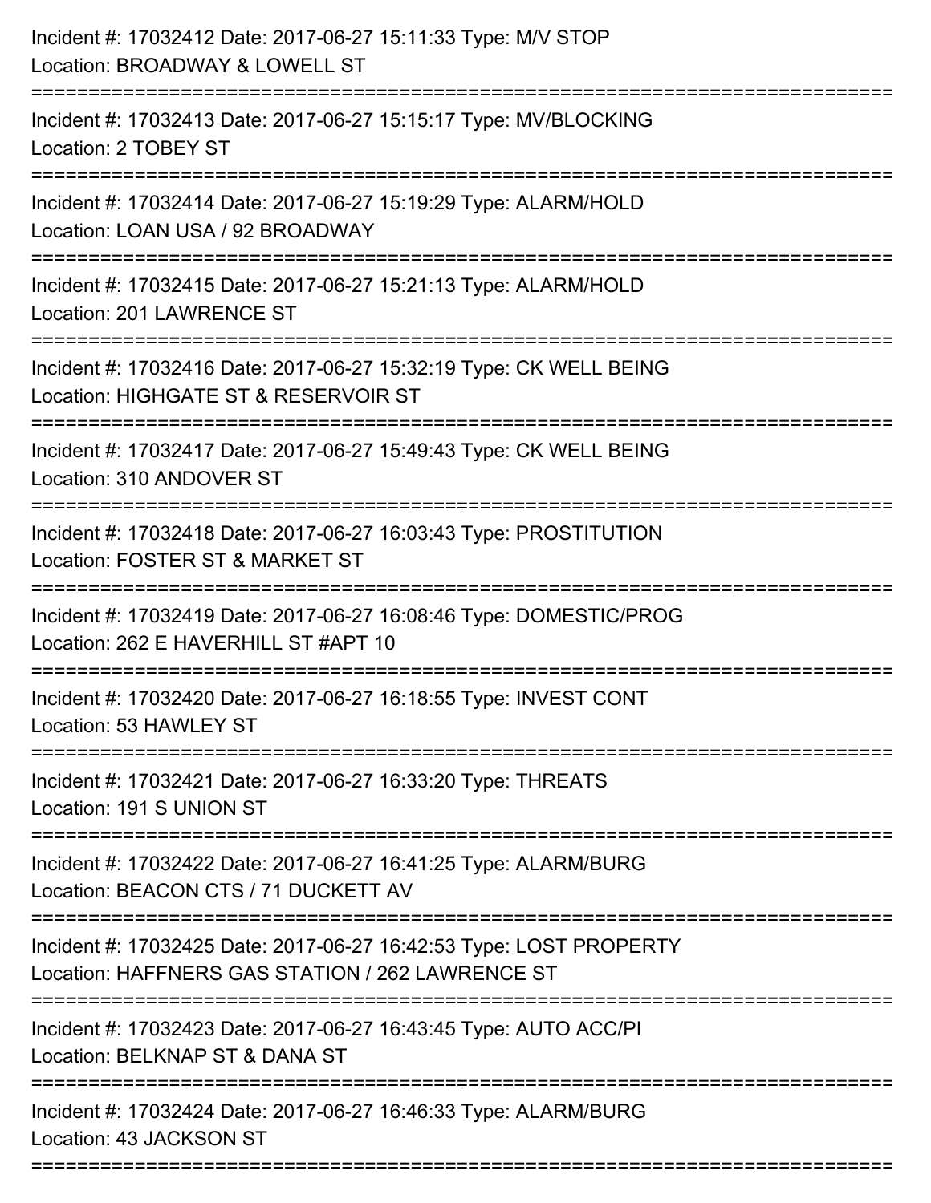Incident #: 17032412 Date: 2017-06-27 15:11:33 Type: M/V STOP
Location: BROADWAY & LOWELL ST

===========================================================================

Incident #: 17032413 Date: 2017-06-27 15:15:17 Type: MV/BLOCKING
Location: 2 TOBEY ST

===========================================================================

Incident #: 17032414 Date: 2017-06-27 15:19:29 Type: ALARM/HOLD
Location: LOAN USA / 92 BROADWAY

===========================================================================

Incident #: 17032415 Date: 2017-06-27 15:21:13 Type: ALARM/HOLD
Location: 201 LAWRENCE ST

===========================================================================

Incident #: 17032416 Date: 2017-06-27 15:32:19 Type: CK WELL BEING
Location: HIGHGATE ST & RESERVOIR ST

===========================================================================

Incident #: 17032417 Date: 2017-06-27 15:49:43 Type: CK WELL BEING
Location: 310 ANDOVER ST

===========================================================================

Incident #: 17032418 Date: 2017-06-27 16:03:43 Type: PROSTITUTION
Location: FOSTER ST & MARKET ST

===========================================================================

Incident #: 17032419 Date: 2017-06-27 16:08:46 Type: DOMESTIC/PROG
Location: 262 E HAVERHILL ST #APT 10

===========================================================================

Incident #: 17032420 Date: 2017-06-27 16:18:55 Type: INVEST CONT
Location: 53 HAWLEY ST

===========================================================================

Incident #: 17032421 Date: 2017-06-27 16:33:20 Type: THREATS
Location: 191 S UNION ST

===========================================================================

Incident #: 17032422 Date: 2017-06-27 16:41:25 Type: ALARM/BURG
Location: BEACON CTS / 71 DUCKETT AV

===========================================================================

Incident #: 17032425 Date: 2017-06-27 16:42:53 Type: LOST PROPERTY
Location: HAFFNERS GAS STATION / 262 LAWRENCE ST

===========================================================================

Incident #: 17032423 Date: 2017-06-27 16:43:45 Type: AUTO ACC/PI
Location: BELKNAP ST & DANA ST

===========================================================================

Incident #: 17032424 Date: 2017-06-27 16:46:33 Type: ALARM/BURG
Location: 43 JACKSON ST

===========================================================================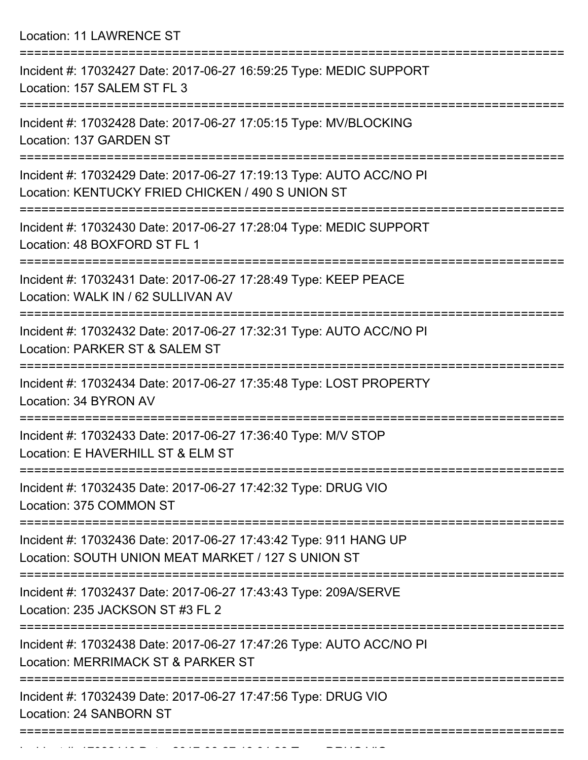Location: 11 LAWRENCE ST

===========================================================================

Incident #: 17032427 Date: 2017-06-27 16:59:25 Type: MEDIC SUPPORT
Location: 157 SALEM ST FL 3

===========================================================================

Incident #: 17032428 Date: 2017-06-27 17:05:15 Type: MV/BLOCKING
Location: 137 GARDEN ST

===========================================================================

Incident #: 17032429 Date: 2017-06-27 17:19:13 Type: AUTO ACC/NO PI
Location: KENTUCKY FRIED CHICKEN / 490 S UNION ST

===========================================================================

Incident #: 17032430 Date: 2017-06-27 17:28:04 Type: MEDIC SUPPORT
Location: 48 BOXFORD ST FL 1

===========================================================================

Incident #: 17032431 Date: 2017-06-27 17:28:49 Type: KEEP PEACE
Location: WALK IN / 62 SULLIVAN AV

===========================================================================

Incident #: 17032432 Date: 2017-06-27 17:32:31 Type: AUTO ACC/NO PI
Location: PARKER ST & SALEM ST

===========================================================================

Incident #: 17032434 Date: 2017-06-27 17:35:48 Type: LOST PROPERTY
Location: 34 BYRON AV

===========================================================================

Incident #: 17032433 Date: 2017-06-27 17:36:40 Type: M/V STOP
Location: E HAVERHILL ST & ELM ST

===========================================================================

Incident #: 17032435 Date: 2017-06-27 17:42:32 Type: DRUG VIO
Location: 375 COMMON ST

===========================================================================

Incident #: 17032436 Date: 2017-06-27 17:43:42 Type: 911 HANG UP
Location: SOUTH UNION MEAT MARKET / 127 S UNION ST

===========================================================================

Incident #: 17032437 Date: 2017-06-27 17:43:43 Type: 209A/SERVE
Location: 235 JACKSON ST #3 FL 2

===========================================================================

Incident #: 17032438 Date: 2017-06-27 17:47:26 Type: AUTO ACC/NO PI
Location: MERRIMACK ST & PARKER ST

===========================================================================

Incident #: 17032439 Date: 2017-06-27 17:47:56 Type: DRUG VIO
Location: 24 SANBORN ST

===========================================================================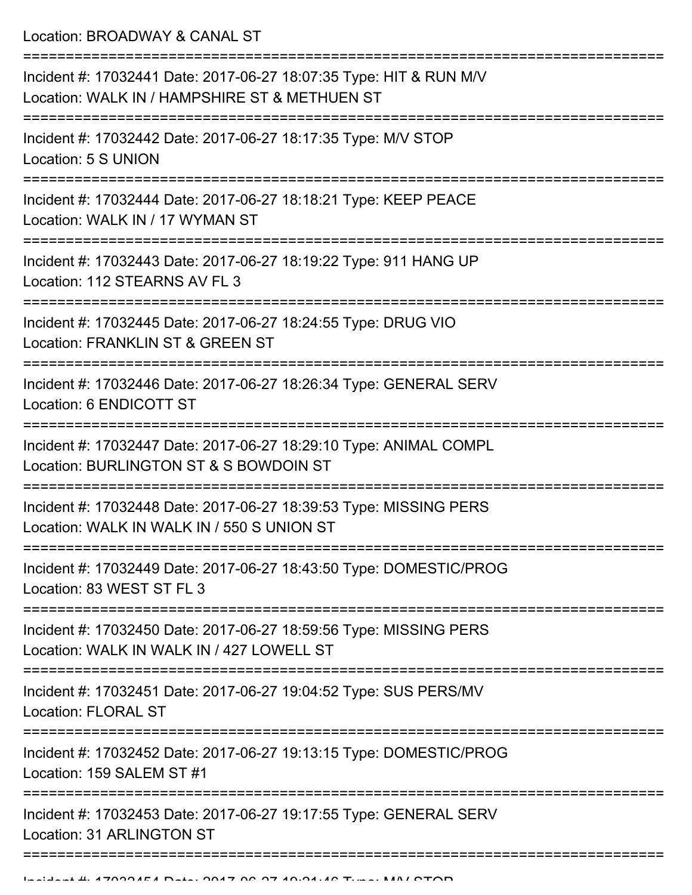Location: BROADWAY & CANAL ST

===========================================================================

Incident #: 17032441 Date: 2017-06-27 18:07:35 Type: HIT & RUN M/V
Location: WALK IN / HAMPSHIRE ST & METHUEN ST

===========================================================================

Incident #: 17032442 Date: 2017-06-27 18:17:35 Type: M/V STOP
Location: 5 S UNION

===========================================================================

Incident #: 17032444 Date: 2017-06-27 18:18:21 Type: KEEP PEACE
Location: WALK IN / 17 WYMAN ST

===========================================================================

Incident #: 17032443 Date: 2017-06-27 18:19:22 Type: 911 HANG UP
Location: 112 STEARNS AV FL 3

===========================================================================

Incident #: 17032445 Date: 2017-06-27 18:24:55 Type: DRUG VIO
Location: FRANKLIN ST & GREEN ST

===========================================================================

Incident #: 17032446 Date: 2017-06-27 18:26:34 Type: GENERAL SERV
Location: 6 ENDICOTT ST

===========================================================================

Incident #: 17032447 Date: 2017-06-27 18:29:10 Type: ANIMAL COMPL
Location: BURLINGTON ST & S BOWDOIN ST

===========================================================================

Incident #: 17032448 Date: 2017-06-27 18:39:53 Type: MISSING PERS
Location: WALK IN WALK IN / 550 S UNION ST

===========================================================================

Incident #: 17032449 Date: 2017-06-27 18:43:50 Type: DOMESTIC/PROG
Location: 83 WEST ST FL 3

===========================================================================

Incident #: 17032450 Date: 2017-06-27 18:59:56 Type: MISSING PERS
Location: WALK IN WALK IN / 427 LOWELL ST

===========================================================================

Incident #: 17032451 Date: 2017-06-27 19:04:52 Type: SUS PERS/MV
Location: FLORAL ST

===========================================================================

Incident #: 17032452 Date: 2017-06-27 19:13:15 Type: DOMESTIC/PROG
Location: 159 SALEM ST #1

===========================================================================

Incident #: 17032453 Date: 2017-06-27 19:17:55 Type: GENERAL SERV
Location: 31 ARLINGTON ST

===========================================================================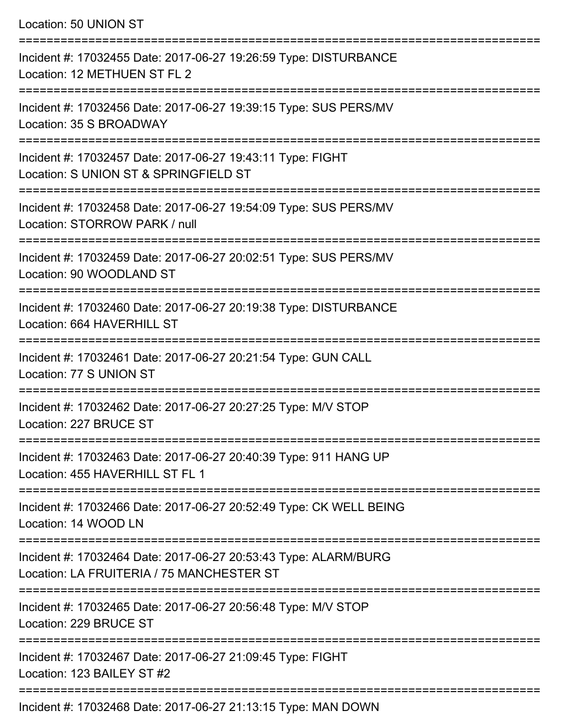Location: 50 UNION ST

===========================================================================

Incident #: 17032455 Date: 2017-06-27 19:26:59 Type: DISTURBANCE
Location: 12 METHUEN ST FL 2

===========================================================================

Incident #: 17032456 Date: 2017-06-27 19:39:15 Type: SUS PERS/MV
Location: 35 S BROADWAY

===========================================================================

Incident #: 17032457 Date: 2017-06-27 19:43:11 Type: FIGHT
Location: S UNION ST & SPRINGFIELD ST

===========================================================================

Incident #: 17032458 Date: 2017-06-27 19:54:09 Type: SUS PERS/MV
Location: STORROW PARK / null

===========================================================================

Incident #: 17032459 Date: 2017-06-27 20:02:51 Type: SUS PERS/MV
Location: 90 WOODLAND ST

===========================================================================

Incident #: 17032460 Date: 2017-06-27 20:19:38 Type: DISTURBANCE
Location: 664 HAVERHILL ST

===========================================================================

Incident #: 17032461 Date: 2017-06-27 20:21:54 Type: GUN CALL
Location: 77 S UNION ST

===========================================================================

Incident #: 17032462 Date: 2017-06-27 20:27:25 Type: M/V STOP
Location: 227 BRUCE ST

===========================================================================

Incident #: 17032463 Date: 2017-06-27 20:40:39 Type: 911 HANG UP
Location: 455 HAVERHILL ST FL 1

===========================================================================

Incident #: 17032466 Date: 2017-06-27 20:52:49 Type: CK WELL BEING
Location: 14 WOOD LN

===========================================================================

Incident #: 17032464 Date: 2017-06-27 20:53:43 Type: ALARM/BURG
Location: LA FRUITERIA / 75 MANCHESTER ST

===========================================================================

Incident #: 17032465 Date: 2017-06-27 20:56:48 Type: M/V STOP
Location: 229 BRUCE ST

===========================================================================

Incident #: 17032467 Date: 2017-06-27 21:09:45 Type: FIGHT
Location: 123 BAILEY ST #2

===========================================================================

Incident #: 17032468 Date: 2017-06-27 21:13:15 Type: MAN DOWN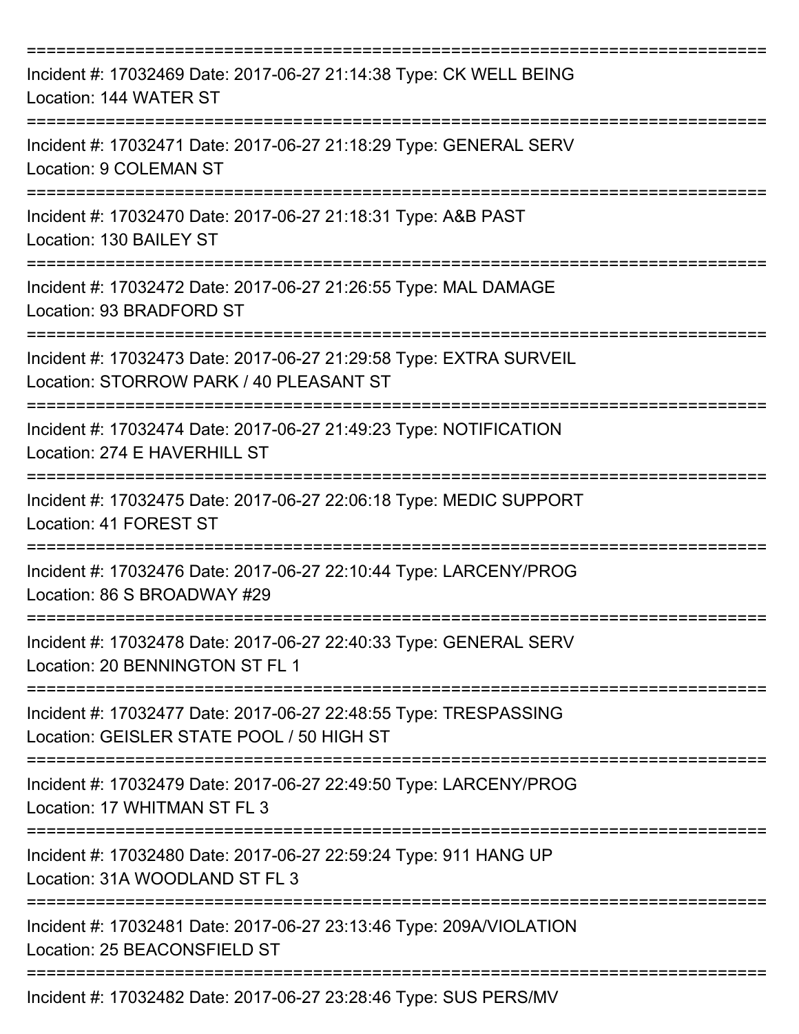===========================================================================
Incident #: 17032469 Date: 2017-06-27 21:14:38 Type: CK WELL BEING
Location: 144 WATER ST
===========================================================================
Incident #: 17032471 Date: 2017-06-27 21:18:29 Type: GENERAL SERV
Location: 9 COLEMAN ST
===========================================================================
Incident #: 17032470 Date: 2017-06-27 21:18:31 Type: A&B PAST
Location: 130 BAILEY ST
===========================================================================
Incident #: 17032472 Date: 2017-06-27 21:26:55 Type: MAL DAMAGE
Location: 93 BRADFORD ST
===========================================================================
Incident #: 17032473 Date: 2017-06-27 21:29:58 Type: EXTRA SURVEIL
Location: STORROW PARK / 40 PLEASANT ST
===========================================================================
Incident #: 17032474 Date: 2017-06-27 21:49:23 Type: NOTIFICATION
Location: 274 E HAVERHILL ST
===========================================================================
Incident #: 17032475 Date: 2017-06-27 22:06:18 Type: MEDIC SUPPORT
Location: 41 FOREST ST
===========================================================================
Incident #: 17032476 Date: 2017-06-27 22:10:44 Type: LARCENY/PROG
Location: 86 S BROADWAY #29
===========================================================================
Incident #: 17032478 Date: 2017-06-27 22:40:33 Type: GENERAL SERV
Location: 20 BENNINGTON ST FL 1
===========================================================================
Incident #: 17032477 Date: 2017-06-27 22:48:55 Type: TRESPASSING
Location: GEISLER STATE POOL / 50 HIGH ST
===========================================================================
Incident #: 17032479 Date: 2017-06-27 22:49:50 Type: LARCENY/PROG
Location: 17 WHITMAN ST FL 3
===========================================================================
Incident #: 17032480 Date: 2017-06-27 22:59:24 Type: 911 HANG UP
Location: 31A WOODLAND ST FL 3
===========================================================================
Incident #: 17032481 Date: 2017-06-27 23:13:46 Type: 209A/VIOLATION
Location: 25 BEACONSFIELD ST
===========================================================================
Incident #: 17032482 Date: 2017-06-27 23:28:46 Type: SUS PERS/MV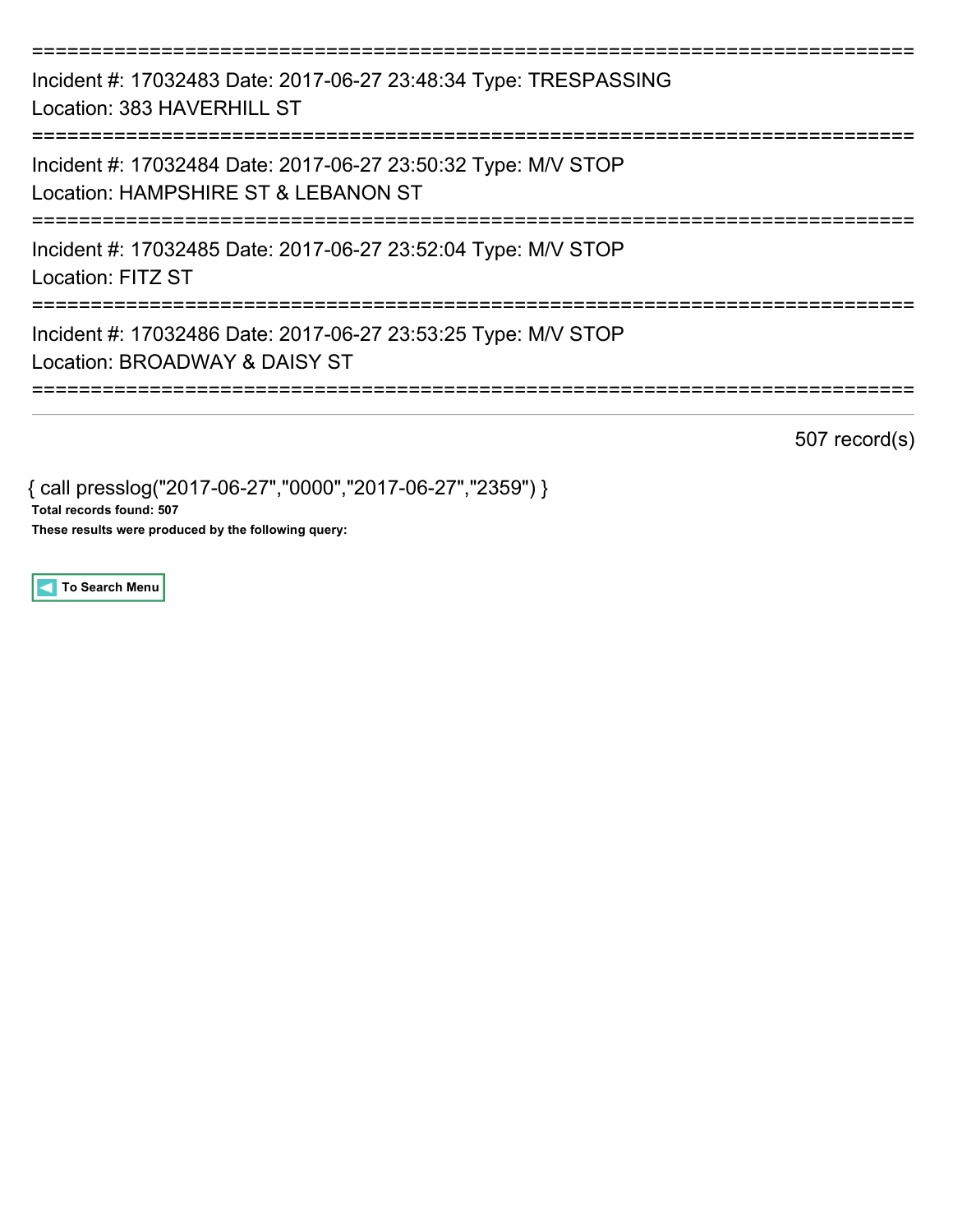===========================================================================

Incident #: 17032483 Date: 2017-06-27 23:48:34 Type: TRESPASSING
Location: 383 HAVERHILL ST

===========================================================================

Incident #: 17032484 Date: 2017-06-27 23:50:32 Type: M/V STOP
Location: HAMPSHIRE ST & LEBANON ST

===========================================================================

Incident #: 17032485 Date: 2017-06-27 23:52:04 Type: M/V STOP
Location: FITZ ST

===========================================================================

Incident #: 17032486 Date: 2017-06-27 23:53:25 Type: M/V STOP
Location: BROADWAY & DAISY ST

===========================================================================

507 record(s)

{ call presslog("2017-06-27","0000","2017-06-27","2359") }

**Total records found: 507**

**These results were produced by the following query:**

To Search Menu